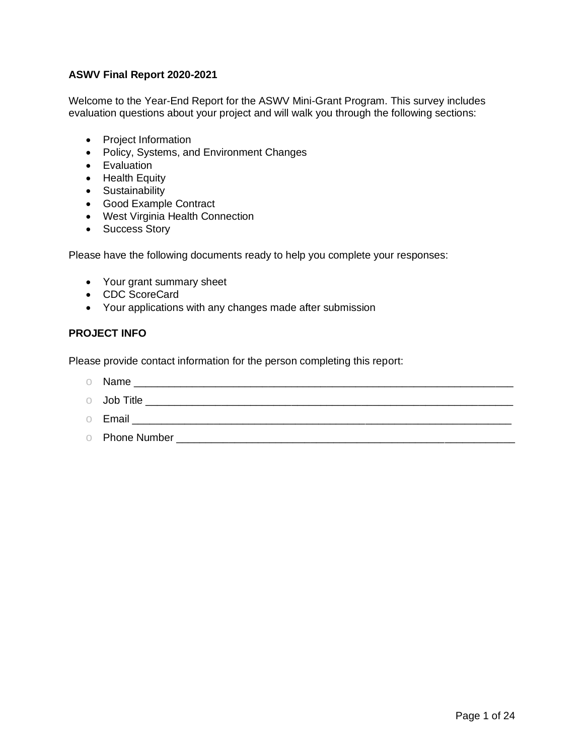**ASWV Final Report 2020-2021**

Welcome to the Year-End Report for the ASWV Mini-Grant Program. This survey includes evaluation questions about your project and will walk you through the following sections:

- Project Information
- Policy, Systems, and Environment Changes
- Evaluation
- Health Equity
- Sustainability
- Good Example Contract
- West Virginia Health Connection
- Success Story

Please have the following documents ready to help you complete your responses:

- Your grant summary sheet
- CDC ScoreCard
- Your applications with any changes made after submission

**PROJECT INFO**

Please provide contact information for the person completing this report:

- Name ________________________________________________________________
- Job Title ______________________________________________________________
- Email _________________________________________________________________
- Phone Number _________________________________________________________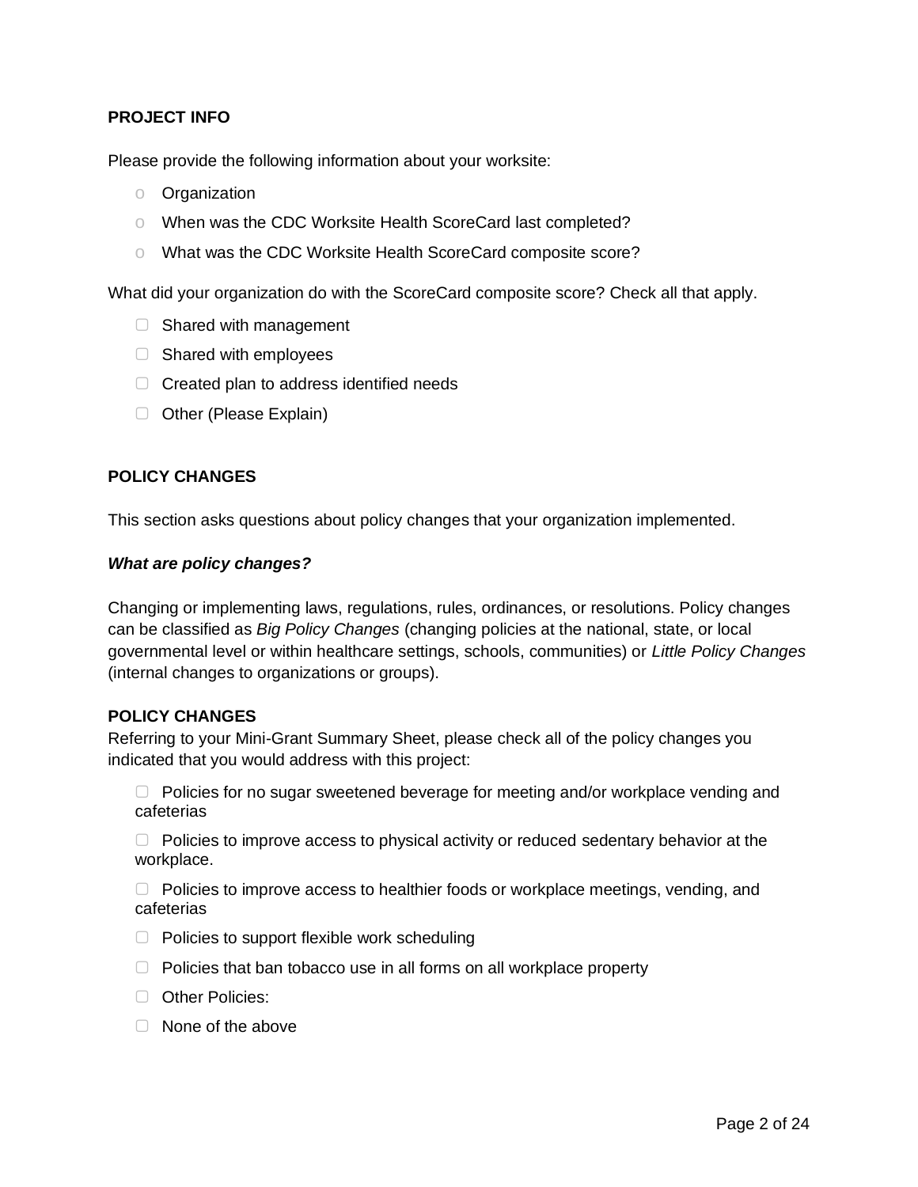**PROJECT INFO**

Please provide the following information about your worksite:

- Organization
- When was the CDC Worksite Health ScoreCard last completed?
- What was the CDC Worksite Health ScoreCard composite score?

What did your organization do with the ScoreCard composite score? Check all that apply.

- [ ] Shared with management
- [ ] Shared with employees
- [ ] Created plan to address identified needs
- [ ] Other (Please Explain)

**POLICY CHANGES**

This section asks questions about policy changes that your organization implemented.

***What are policy changes?***

Changing or implementing laws, regulations, rules, ordinances, or resolutions. Policy changes can be classified as *Big Policy Changes* (changing policies at the national, state, or local governmental level or within healthcare settings, schools, communities) or *Little Policy Changes* (internal changes to organizations or groups).

**POLICY CHANGES**

Referring to your Mini-Grant Summary Sheet, please check all of the policy changes you indicated that you would address with this project:

- [ ] Policies for no sugar sweetened beverage for meeting and/or workplace vending and cafeterias
- [ ] Policies to improve access to physical activity or reduced sedentary behavior at the workplace.
- [ ] Policies to improve access to healthier foods or workplace meetings, vending, and cafeterias
- [ ] Policies to support flexible work scheduling
- [ ] Policies that ban tobacco use in all forms on all workplace property
- [ ] Other Policies:
- [ ] None of the above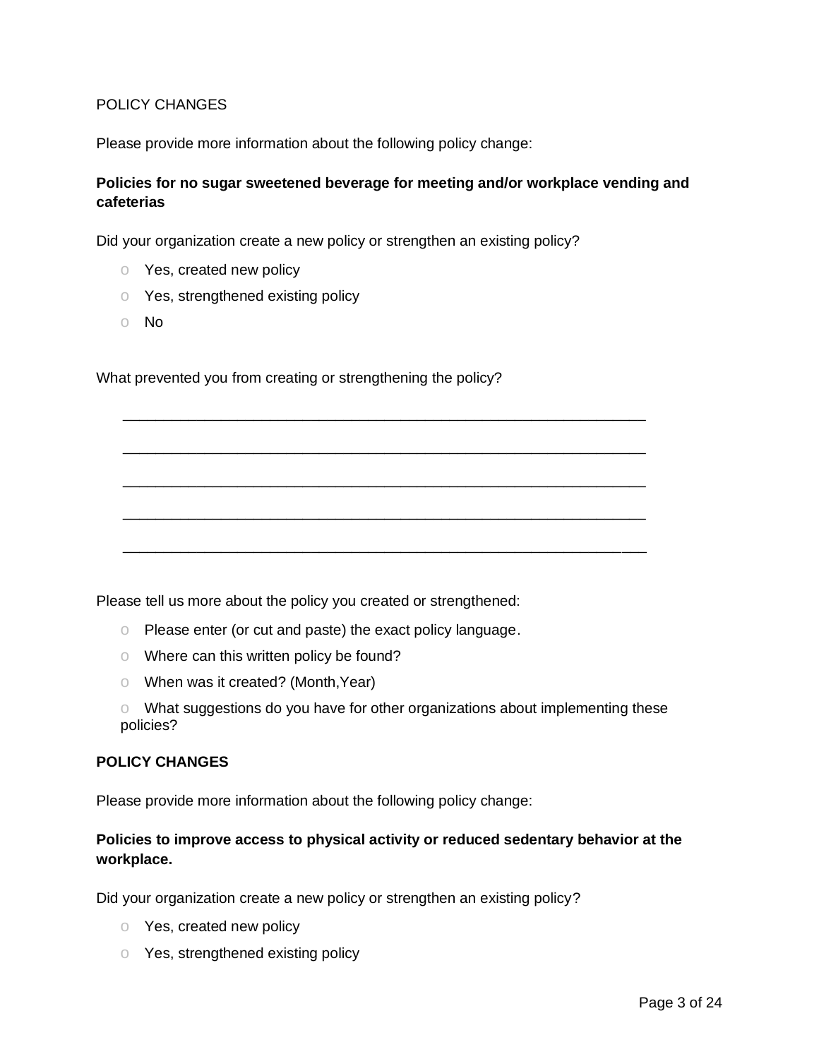POLICY CHANGES

Please provide more information about the following policy change:

**Policies for no sugar sweetened beverage for meeting and/or workplace vending and cafeterias**

Did your organization create a new policy or strengthen an existing policy?

- Yes, created new policy
- Yes, strengthened existing policy
- No

What prevented you from creating or strengthening the policy?

_______________________________________________________________

_______________________________________________________________

_______________________________________________________________

_______________________________________________________________

_______________________________________________________________

Please tell us more about the policy you created or strengthened:

- Please enter (or cut and paste) the exact policy language.
- Where can this written policy be found?
- When was it created? (Month,Year)
- What suggestions do you have for other organizations about implementing these policies?

**POLICY CHANGES**

Please provide more information about the following policy change:

**Policies to improve access to physical activity or reduced sedentary behavior at the workplace.**

Did your organization create a new policy or strengthen an existing policy?

- Yes, created new policy
- Yes, strengthened existing policy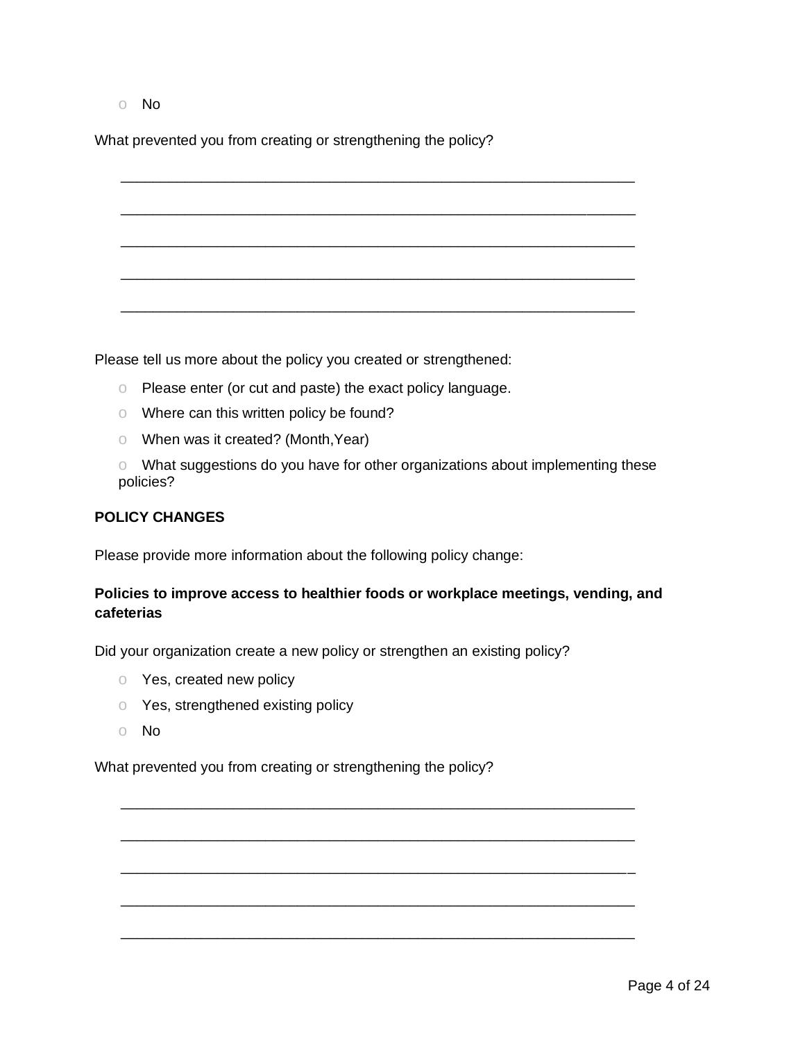- No

What prevented you from creating or strengthening the policy?

_______________________________________________________________

_______________________________________________________________

_______________________________________________________________

_______________________________________________________________

_______________________________________________________________

Please tell us more about the policy you created or strengthened:

- Please enter (or cut and paste) the exact policy language.
- Where can this written policy be found?
- When was it created? (Month,Year)
- What suggestions do you have for other organizations about implementing these policies?

**POLICY CHANGES**

Please provide more information about the following policy change:

**Policies to improve access to healthier foods or workplace meetings, vending, and cafeterias**

Did your organization create a new policy or strengthen an existing policy?

- Yes, created new policy
- Yes, strengthened existing policy
- No

What prevented you from creating or strengthening the policy?

_______________________________________________________________

_______________________________________________________________

_______________________________________________________________

_______________________________________________________________

_______________________________________________________________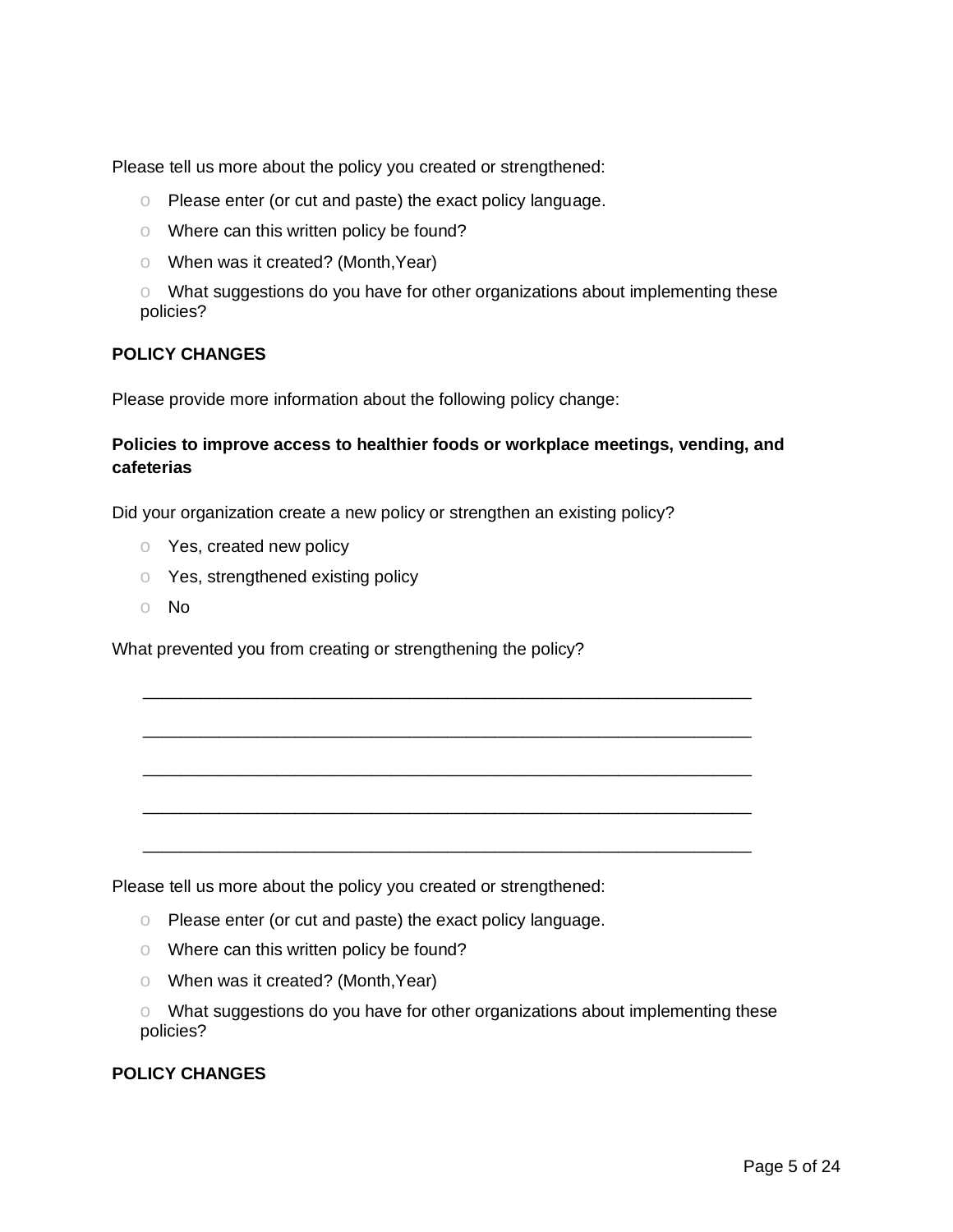Please tell us more about the policy you created or strengthened:

- Please enter (or cut and paste) the exact policy language.
- Where can this written policy be found?
- When was it created? (Month,Year)
- What suggestions do you have for other organizations about implementing these policies?

**POLICY CHANGES**

Please provide more information about the following policy change:

**Policies to improve access to healthier foods or workplace meetings, vending, and cafeterias**

Did your organization create a new policy or strengthen an existing policy?

- Yes, created new policy
- Yes, strengthened existing policy
- No

What prevented you from creating or strengthening the policy?

______________________________________________________________

______________________________________________________________

______________________________________________________________

______________________________________________________________

______________________________________________________________

Please tell us more about the policy you created or strengthened:

- Please enter (or cut and paste) the exact policy language.
- Where can this written policy be found?
- When was it created? (Month,Year)
- What suggestions do you have for other organizations about implementing these policies?

**POLICY CHANGES**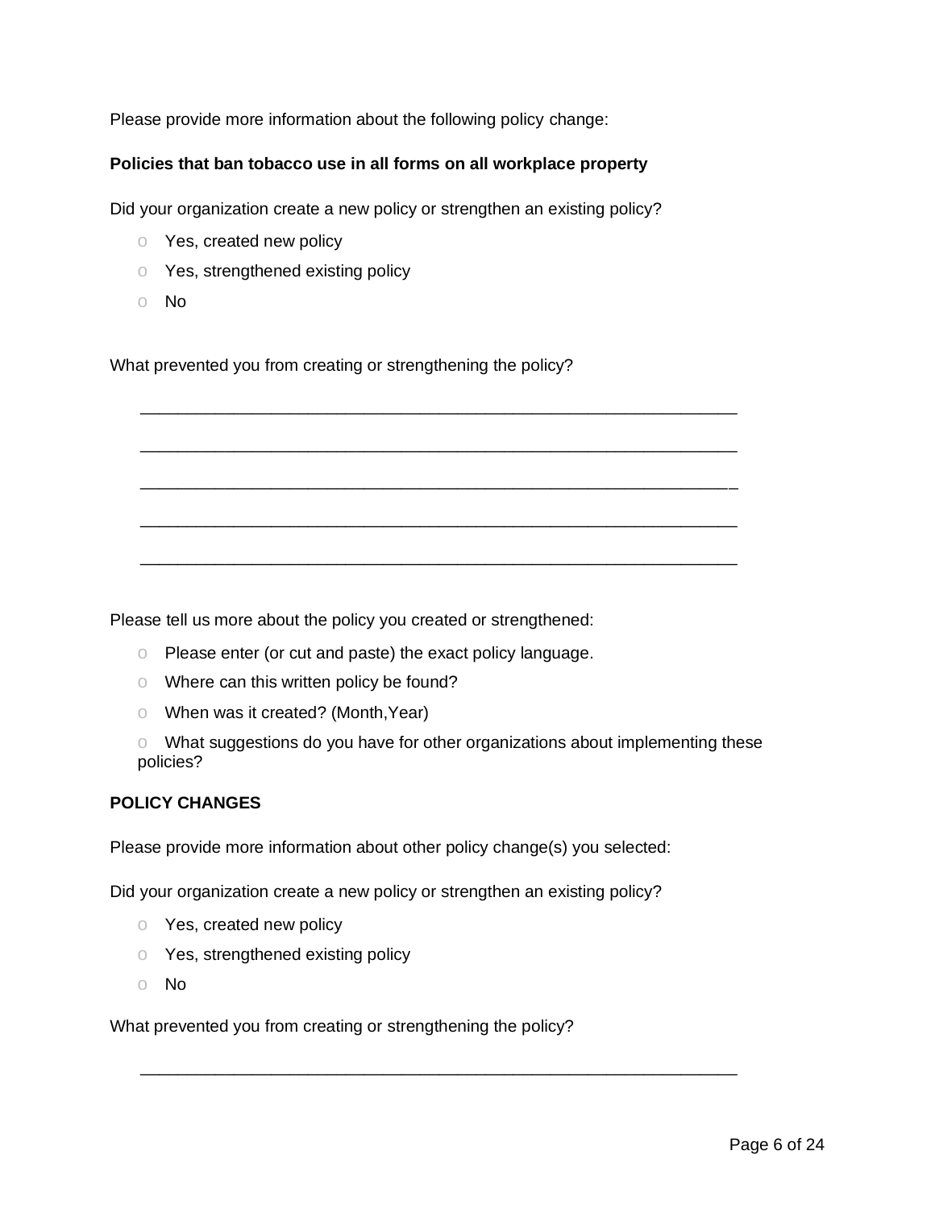Please provide more information about the following policy change:

**Policies that ban tobacco use in all forms on all workplace property**

Did your organization create a new policy or strengthen an existing policy?

- o Yes, created new policy
- o Yes, strengthened existing policy
- o No

What prevented you from creating or strengthening the policy?

_________________________________________________________________

_________________________________________________________________

_________________________________________________________________

_________________________________________________________________

_________________________________________________________________

Please tell us more about the policy you created or strengthened:

- o Please enter (or cut and paste) the exact policy language.
- o Where can this written policy be found?
- o When was it created? (Month,Year)
- o What suggestions do you have for other organizations about implementing these policies?

**POLICY CHANGES**

Please provide more information about other policy change(s) you selected:

Did your organization create a new policy or strengthen an existing policy?

- o Yes, created new policy
- o Yes, strengthened existing policy
- o No

What prevented you from creating or strengthening the policy?

_________________________________________________________________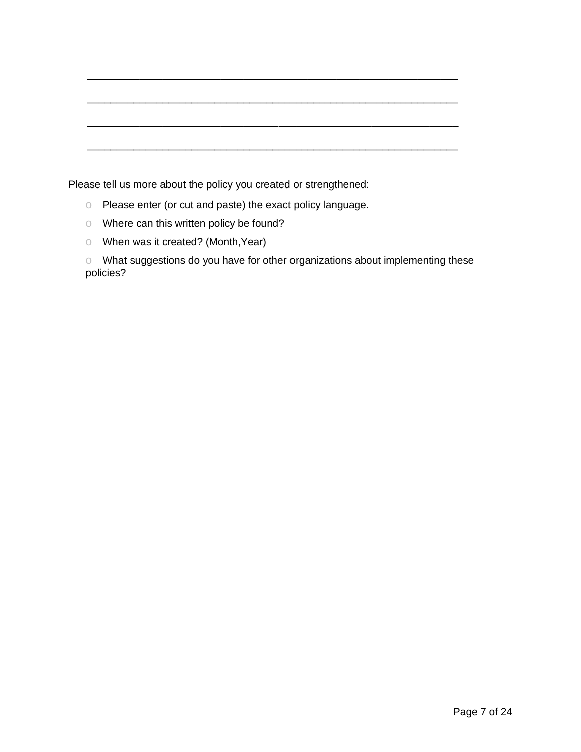\_\_\_\_\_\_\_\_\_\_\_\_\_\_\_\_\_\_\_\_\_\_\_\_\_\_\_\_\_\_\_\_\_\_\_\_\_\_\_\_\_\_\_\_\_\_\_\_\_\_\_\_\_\_\_\_\_\_\_\_\_\_\_\_

\_\_\_\_\_\_\_\_\_\_\_\_\_\_\_\_\_\_\_\_\_\_\_\_\_\_\_\_\_\_\_\_\_\_\_\_\_\_\_\_\_\_\_\_\_\_\_\_\_\_\_\_\_\_\_\_\_\_\_\_\_\_\_\_

\_\_\_\_\_\_\_\_\_\_\_\_\_\_\_\_\_\_\_\_\_\_\_\_\_\_\_\_\_\_\_\_\_\_\_\_\_\_\_\_\_\_\_\_\_\_\_\_\_\_\_\_\_\_\_\_\_\_\_\_\_\_\_\_

\_\_\_\_\_\_\_\_\_\_\_\_\_\_\_\_\_\_\_\_\_\_\_\_\_\_\_\_\_\_\_\_\_\_\_\_\_\_\_\_\_\_\_\_\_\_\_\_\_\_\_\_\_\_\_\_\_\_\_\_\_\_\_\_

Please tell us more about the policy you created or strengthened:

- Please enter (or cut and paste) the exact policy language.
- Where can this written policy be found?
- When was it created? (Month,Year)
- What suggestions do you have for other organizations about implementing these policies?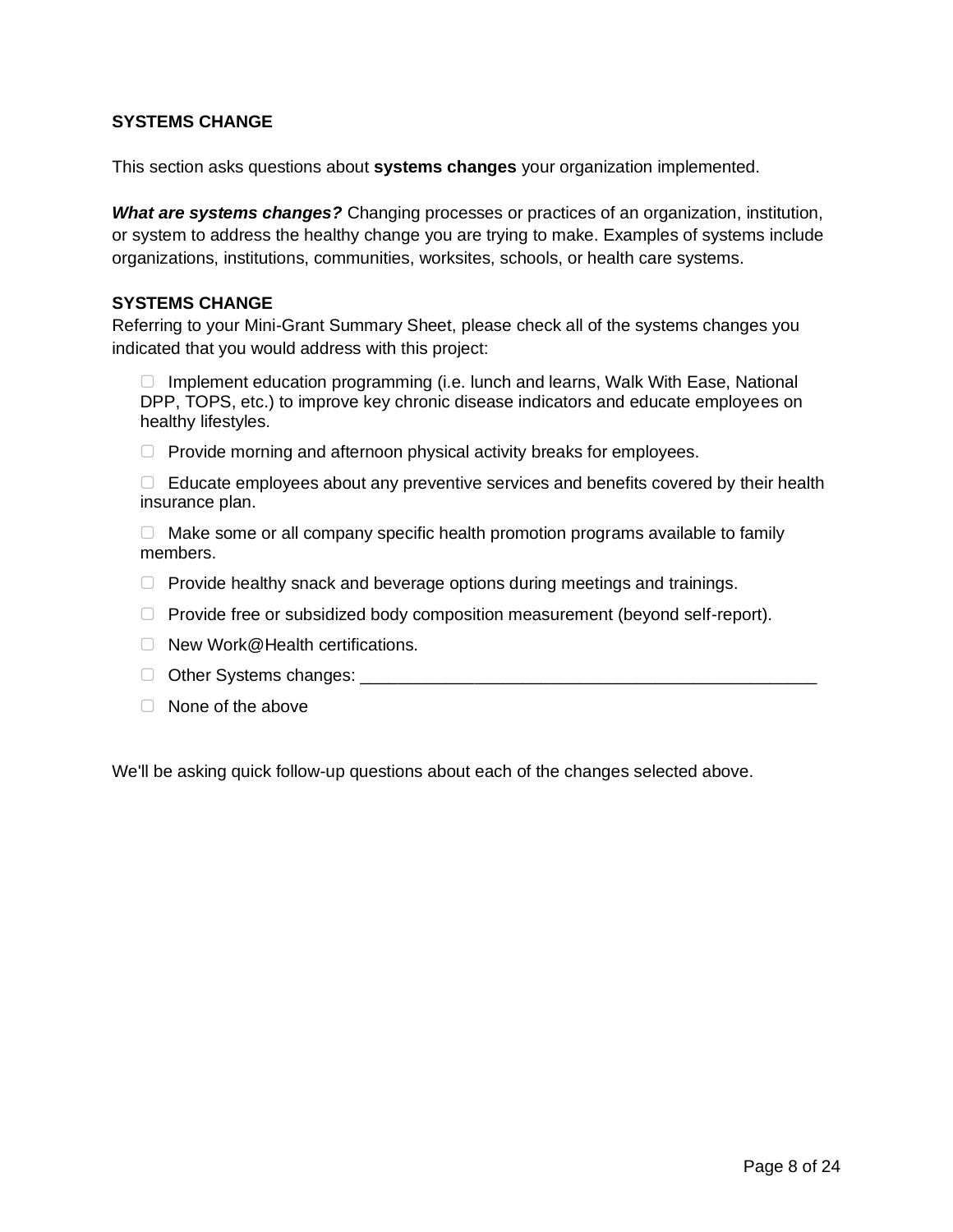**SYSTEMS CHANGE**

This section asks questions about **systems changes** your organization implemented.

***What are systems changes?*** Changing processes or practices of an organization, institution, or system to address the healthy change you are trying to make. Examples of systems include organizations, institutions, communities, worksites, schools, or health care systems.

**SYSTEMS CHANGE**

Referring to your Mini-Grant Summary Sheet, please check all of the systems changes you indicated that you would address with this project:

- ☐ Implement education programming (i.e. lunch and learns, Walk With Ease, National DPP, TOPS, etc.) to improve key chronic disease indicators and educate employees on healthy lifestyles.
- ☐ Provide morning and afternoon physical activity breaks for employees.
- ☐ Educate employees about any preventive services and benefits covered by their health insurance plan.
- ☐ Make some or all company specific health promotion programs available to family members.
- ☐ Provide healthy snack and beverage options during meetings and trainings.
- ☐ Provide free or subsidized body composition measurement (beyond self-report).
- ☐ New Work@Health certifications.
- ☐ Other Systems changes: __________________________________________________
- ☐ None of the above

We'll be asking quick follow-up questions about each of the changes selected above.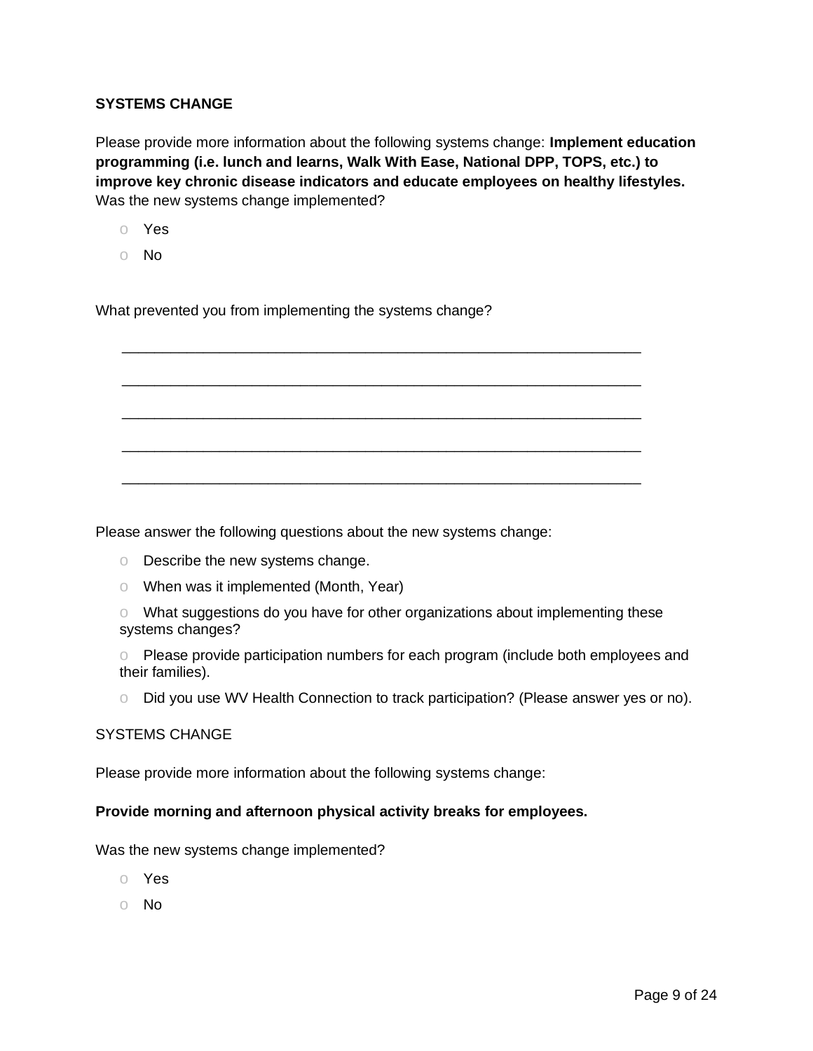**SYSTEMS CHANGE**

Please provide more information about the following systems change: **Implement education programming (i.e. lunch and learns, Walk With Ease, National DPP, TOPS, etc.) to improve key chronic disease indicators and educate employees on healthy lifestyles.** Was the new systems change implemented?

- Yes
- No

What prevented you from implementing the systems change?

______________________________________________________________

______________________________________________________________

______________________________________________________________

______________________________________________________________

______________________________________________________________

Please answer the following questions about the new systems change:

- Describe the new systems change.
- When was it implemented (Month, Year)
- What suggestions do you have for other organizations about implementing these systems changes?
- Please provide participation numbers for each program (include both employees and their families).
- Did you use WV Health Connection to track participation? (Please answer yes or no).

SYSTEMS CHANGE

Please provide more information about the following systems change:

**Provide morning and afternoon physical activity breaks for employees.**

Was the new systems change implemented?

- Yes
- No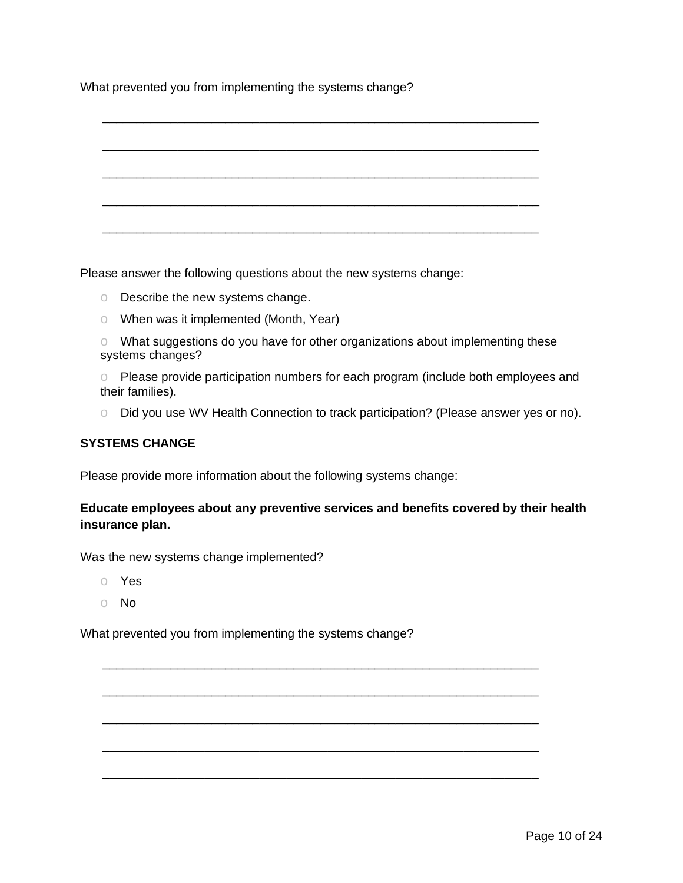What prevented you from implementing the systems change?

______________________________________________________________

______________________________________________________________

______________________________________________________________

______________________________________________________________

______________________________________________________________

Please answer the following questions about the new systems change:

- Describe the new systems change.
- When was it implemented (Month, Year)
- What suggestions do you have for other organizations about implementing these systems changes?
- Please provide participation numbers for each program (include both employees and their families).
- Did you use WV Health Connection to track participation? (Please answer yes or no).

**SYSTEMS CHANGE**

Please provide more information about the following systems change:

**Educate employees about any preventive services and benefits covered by their health insurance plan.**

Was the new systems change implemented?

- Yes
- No

What prevented you from implementing the systems change?

______________________________________________________________

______________________________________________________________

______________________________________________________________

______________________________________________________________

______________________________________________________________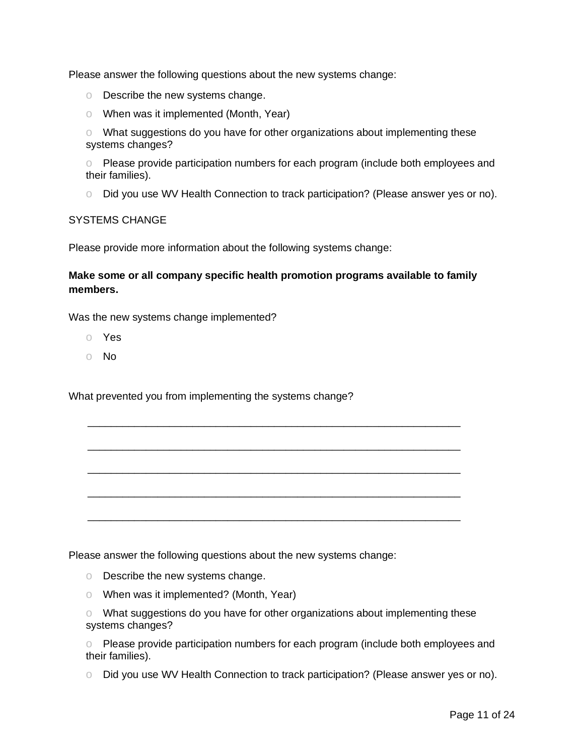Please answer the following questions about the new systems change:

- Describe the new systems change.
- When was it implemented (Month, Year)
- What suggestions do you have for other organizations about implementing these systems changes?
- Please provide participation numbers for each program (include both employees and their families).
- Did you use WV Health Connection to track participation? (Please answer yes or no).

SYSTEMS CHANGE

Please provide more information about the following systems change:

**Make some or all company specific health promotion programs available to family members.**

Was the new systems change implemented?

- Yes
- No

What prevented you from implementing the systems change?

_________________________________________________________________

_________________________________________________________________

_________________________________________________________________

_________________________________________________________________

_________________________________________________________________

Please answer the following questions about the new systems change:

- Describe the new systems change.
- When was it implemented? (Month, Year)
- What suggestions do you have for other organizations about implementing these systems changes?
- Please provide participation numbers for each program (include both employees and their families).
- Did you use WV Health Connection to track participation? (Please answer yes or no).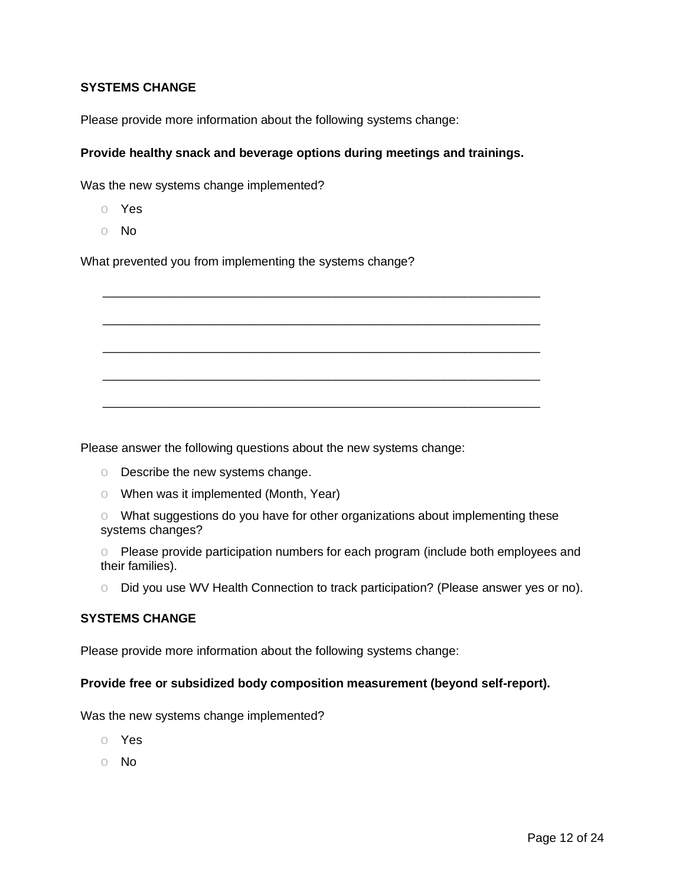**SYSTEMS CHANGE**

Please provide more information about the following systems change:

**Provide healthy snack and beverage options during meetings and trainings.**

Was the new systems change implemented?

- Yes
- No

What prevented you from implementing the systems change?

________________________________________________________________

________________________________________________________________

________________________________________________________________

________________________________________________________________

________________________________________________________________

Please answer the following questions about the new systems change:

- Describe the new systems change.
- When was it implemented (Month, Year)
- What suggestions do you have for other organizations about implementing these systems changes?
- Please provide participation numbers for each program (include both employees and their families).
- Did you use WV Health Connection to track participation? (Please answer yes or no).

**SYSTEMS CHANGE**

Please provide more information about the following systems change:

**Provide free or subsidized body composition measurement (beyond self-report).**

Was the new systems change implemented?

- Yes
- No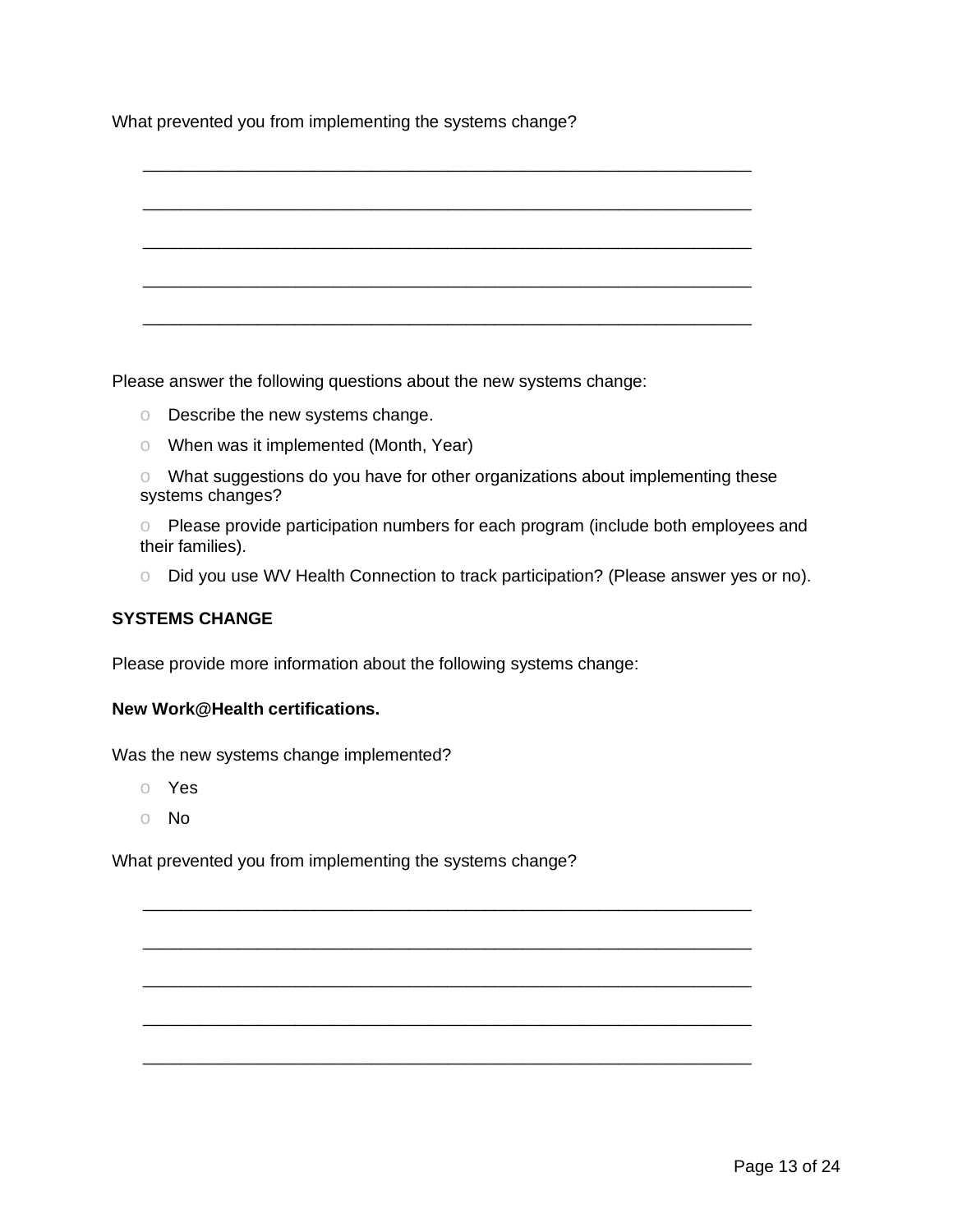What prevented you from implementing the systems change?

_______________________________________________________________

_______________________________________________________________

_______________________________________________________________

_______________________________________________________________

_______________________________________________________________

Please answer the following questions about the new systems change:

- Describe the new systems change.
- When was it implemented (Month, Year)
- What suggestions do you have for other organizations about implementing these systems changes?
- Please provide participation numbers for each program (include both employees and their families).
- Did you use WV Health Connection to track participation? (Please answer yes or no).

**SYSTEMS CHANGE**

Please provide more information about the following systems change:

**New Work@Health certifications.**

Was the new systems change implemented?

- Yes
- No

What prevented you from implementing the systems change?

_______________________________________________________________

_______________________________________________________________

_______________________________________________________________

_______________________________________________________________

_______________________________________________________________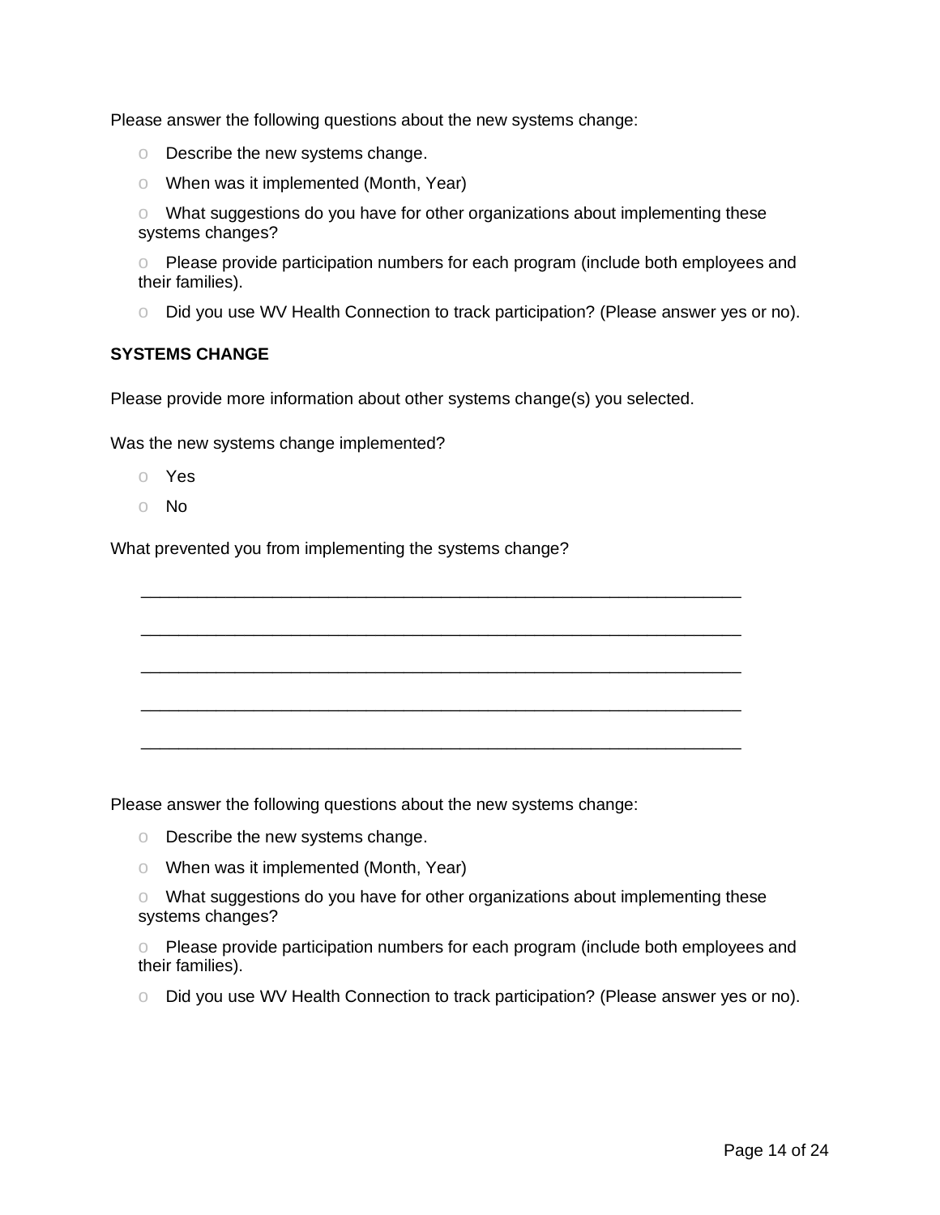Please answer the following questions about the new systems change:

- Describe the new systems change.
- When was it implemented (Month, Year)
- What suggestions do you have for other organizations about implementing these systems changes?
- Please provide participation numbers for each program (include both employees and their families).
- Did you use WV Health Connection to track participation? (Please answer yes or no).

**SYSTEMS CHANGE**

Please provide more information about other systems change(s) you selected.

Was the new systems change implemented?

- Yes
- No

What prevented you from implementing the systems change?

_______________________________________________________________

_______________________________________________________________

_______________________________________________________________

_______________________________________________________________

_______________________________________________________________

Please answer the following questions about the new systems change:

- Describe the new systems change.
- When was it implemented (Month, Year)
- What suggestions do you have for other organizations about implementing these systems changes?
- Please provide participation numbers for each program (include both employees and their families).
- Did you use WV Health Connection to track participation? (Please answer yes or no).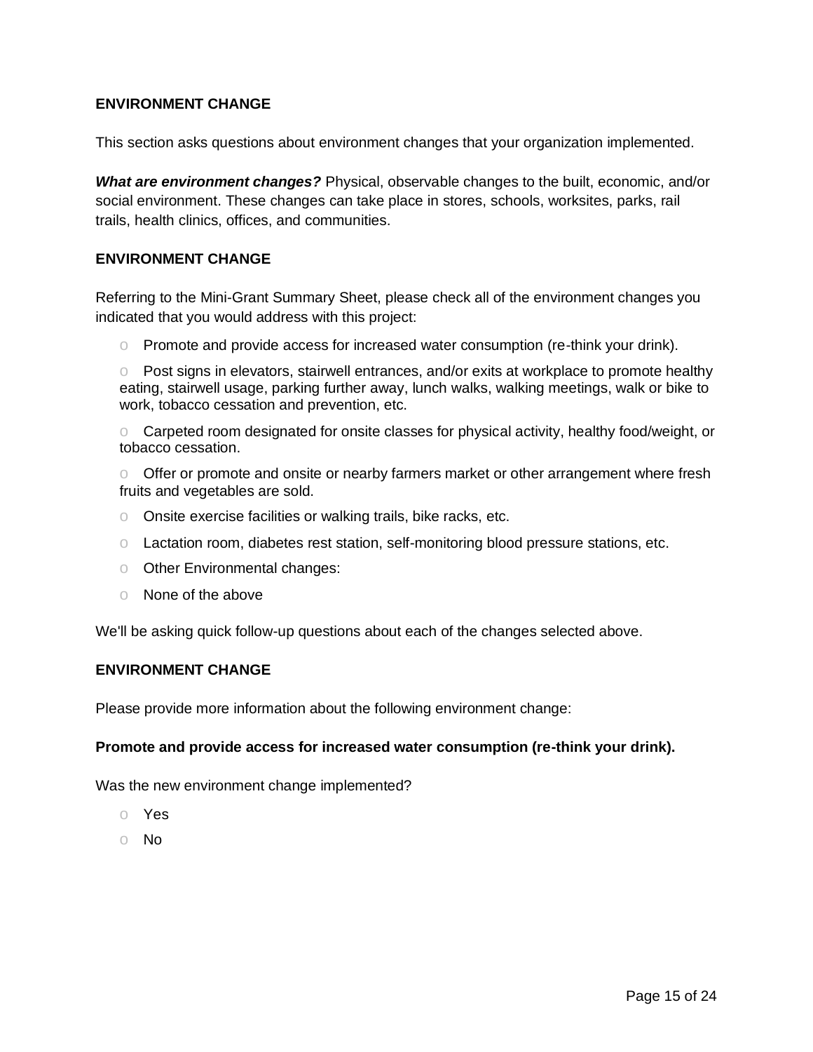**ENVIRONMENT CHANGE**

This section asks questions about environment changes that your organization implemented.

***What are environment changes?*** Physical, observable changes to the built, economic, and/or social environment. These changes can take place in stores, schools, worksites, parks, rail trails, health clinics, offices, and communities.

**ENVIRONMENT CHANGE**

Referring to the Mini-Grant Summary Sheet, please check all of the environment changes you indicated that you would address with this project:

- ○ Promote and provide access for increased water consumption (re-think your drink).
- ○ Post signs in elevators, stairwell entrances, and/or exits at workplace to promote healthy eating, stairwell usage, parking further away, lunch walks, walking meetings, walk or bike to work, tobacco cessation and prevention, etc.
- ○ Carpeted room designated for onsite classes for physical activity, healthy food/weight, or tobacco cessation.
- ○ Offer or promote and onsite or nearby farmers market or other arrangement where fresh fruits and vegetables are sold.
- ○ Onsite exercise facilities or walking trails, bike racks, etc.
- ○ Lactation room, diabetes rest station, self-monitoring blood pressure stations, etc.
- ○ Other Environmental changes:
- ○ None of the above

We'll be asking quick follow-up questions about each of the changes selected above.

**ENVIRONMENT CHANGE**

Please provide more information about the following environment change:

**Promote and provide access for increased water consumption (re-think your drink).**

Was the new environment change implemented?

- ○ Yes
- ○ No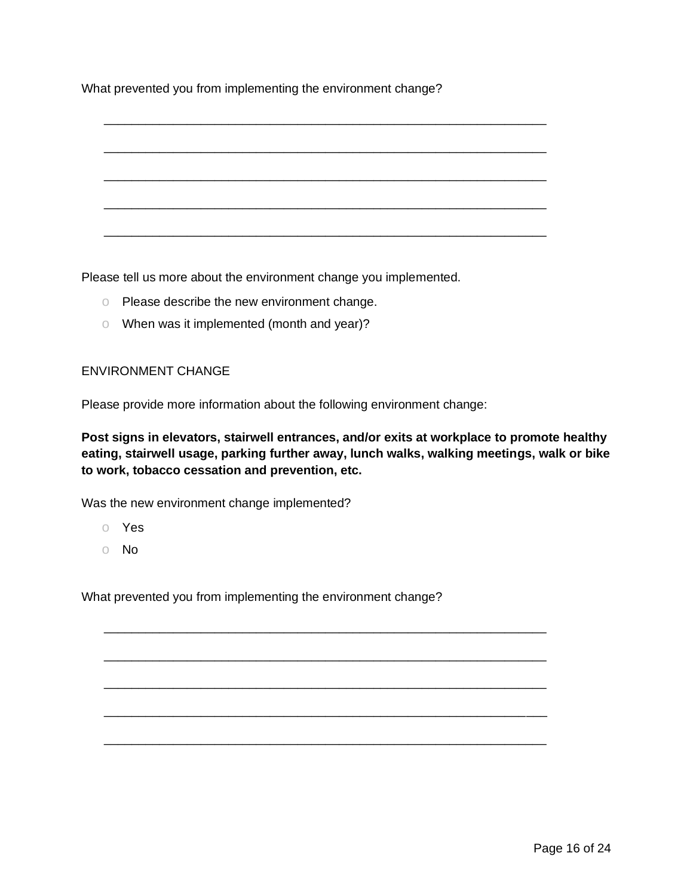What prevented you from implementing the environment change?

_________________________________________________________________

_________________________________________________________________

_________________________________________________________________

_________________________________________________________________

_________________________________________________________________

Please tell us more about the environment change you implemented.

- Please describe the new environment change.
- When was it implemented (month and year)?

ENVIRONMENT CHANGE

Please provide more information about the following environment change:

**Post signs in elevators, stairwell entrances, and/or exits at workplace to promote healthy eating, stairwell usage, parking further away, lunch walks, walking meetings, walk or bike to work, tobacco cessation and prevention, etc.**

Was the new environment change implemented?

- Yes
- No

What prevented you from implementing the environment change?

_________________________________________________________________

_________________________________________________________________

_________________________________________________________________

_________________________________________________________________

_________________________________________________________________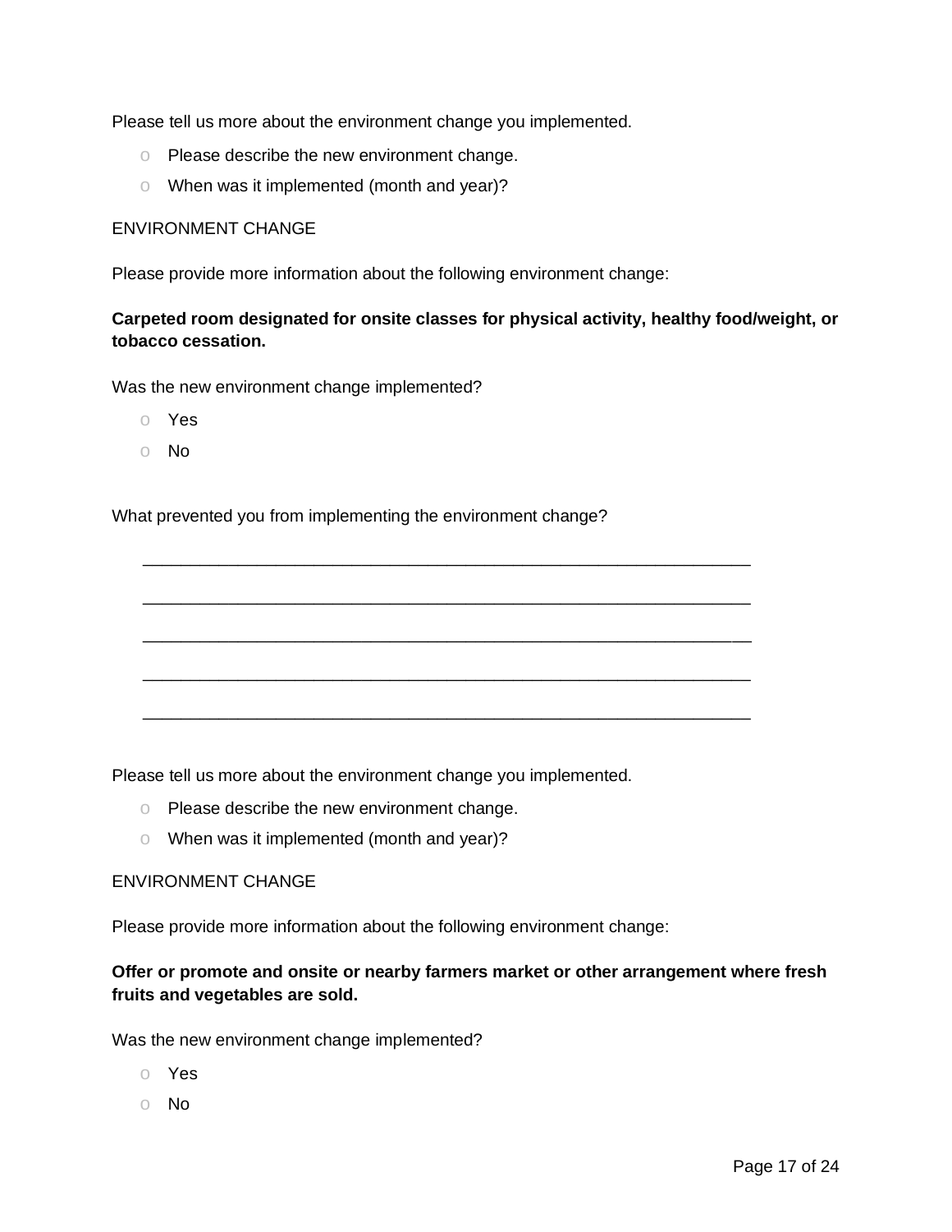Please tell us more about the environment change you implemented.

- Please describe the new environment change.
- When was it implemented (month and year)?

ENVIRONMENT CHANGE

Please provide more information about the following environment change:

**Carpeted room designated for onsite classes for physical activity, healthy food/weight, or tobacco cessation.**

Was the new environment change implemented?

- Yes
- No

What prevented you from implementing the environment change?

____________________________________________________________________

____________________________________________________________________

____________________________________________________________________

____________________________________________________________________

____________________________________________________________________

Please tell us more about the environment change you implemented.

- Please describe the new environment change.
- When was it implemented (month and year)?

ENVIRONMENT CHANGE

Please provide more information about the following environment change:

**Offer or promote and onsite or nearby farmers market or other arrangement where fresh fruits and vegetables are sold.**

Was the new environment change implemented?

- Yes
- No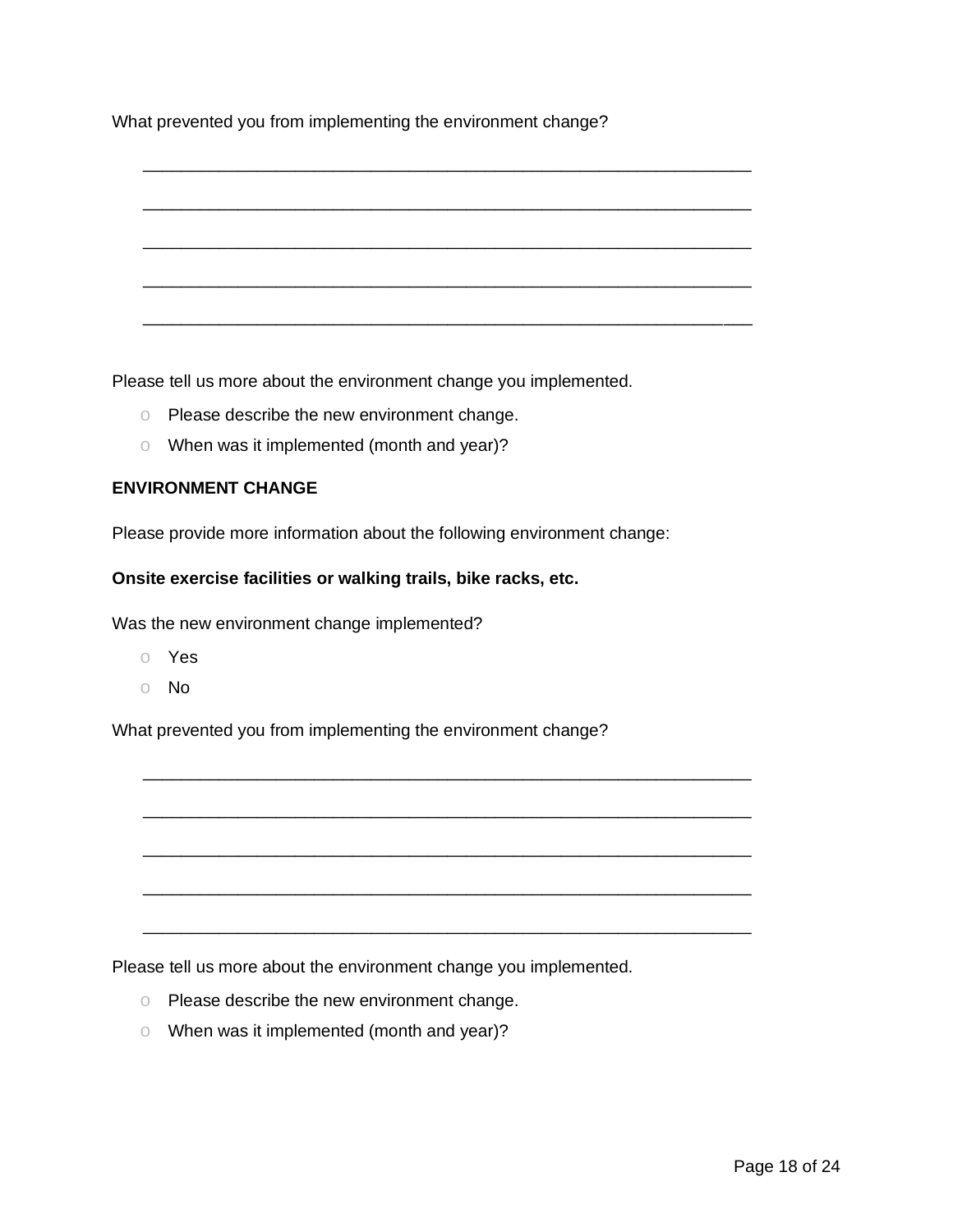What prevented you from implementing the environment change?

_______________________________________________________________

_______________________________________________________________

_______________________________________________________________

_______________________________________________________________

_______________________________________________________________

Please tell us more about the environment change you implemented.

- Please describe the new environment change.
- When was it implemented (month and year)?

**ENVIRONMENT CHANGE**

Please provide more information about the following environment change:

**Onsite exercise facilities or walking trails, bike racks, etc.**

Was the new environment change implemented?

- Yes
- No

What prevented you from implementing the environment change?

_______________________________________________________________

_______________________________________________________________

_______________________________________________________________

_______________________________________________________________

_______________________________________________________________

Please tell us more about the environment change you implemented.

- Please describe the new environment change.
- When was it implemented (month and year)?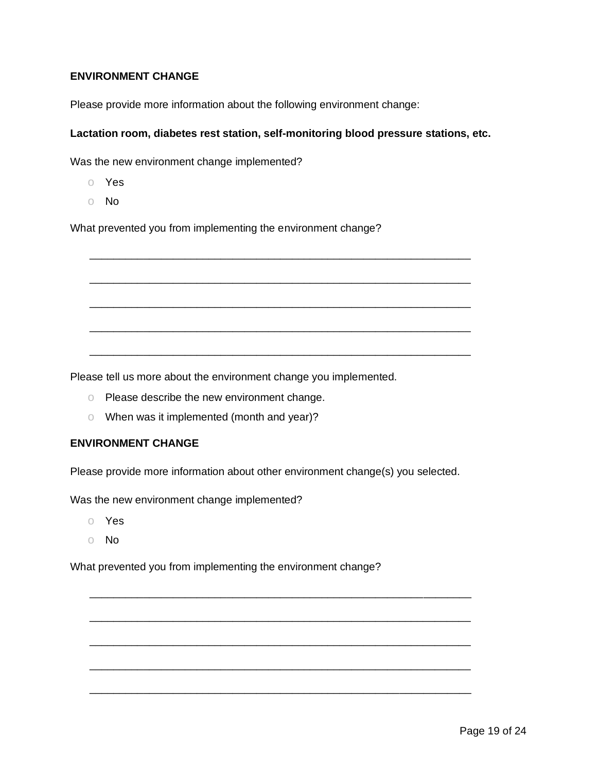**ENVIRONMENT CHANGE**

Please provide more information about the following environment change:

**Lactation room, diabetes rest station, self-monitoring blood pressure stations, etc.**

Was the new environment change implemented?

- Yes
- No

What prevented you from implementing the environment change?

______________________________________________________________

______________________________________________________________

______________________________________________________________

______________________________________________________________

______________________________________________________________

Please tell us more about the environment change you implemented.

- Please describe the new environment change.
- When was it implemented (month and year)?

**ENVIRONMENT CHANGE**

Please provide more information about other environment change(s) you selected.

Was the new environment change implemented?

- Yes
- No

What prevented you from implementing the environment change?

______________________________________________________________

______________________________________________________________

______________________________________________________________

______________________________________________________________

______________________________________________________________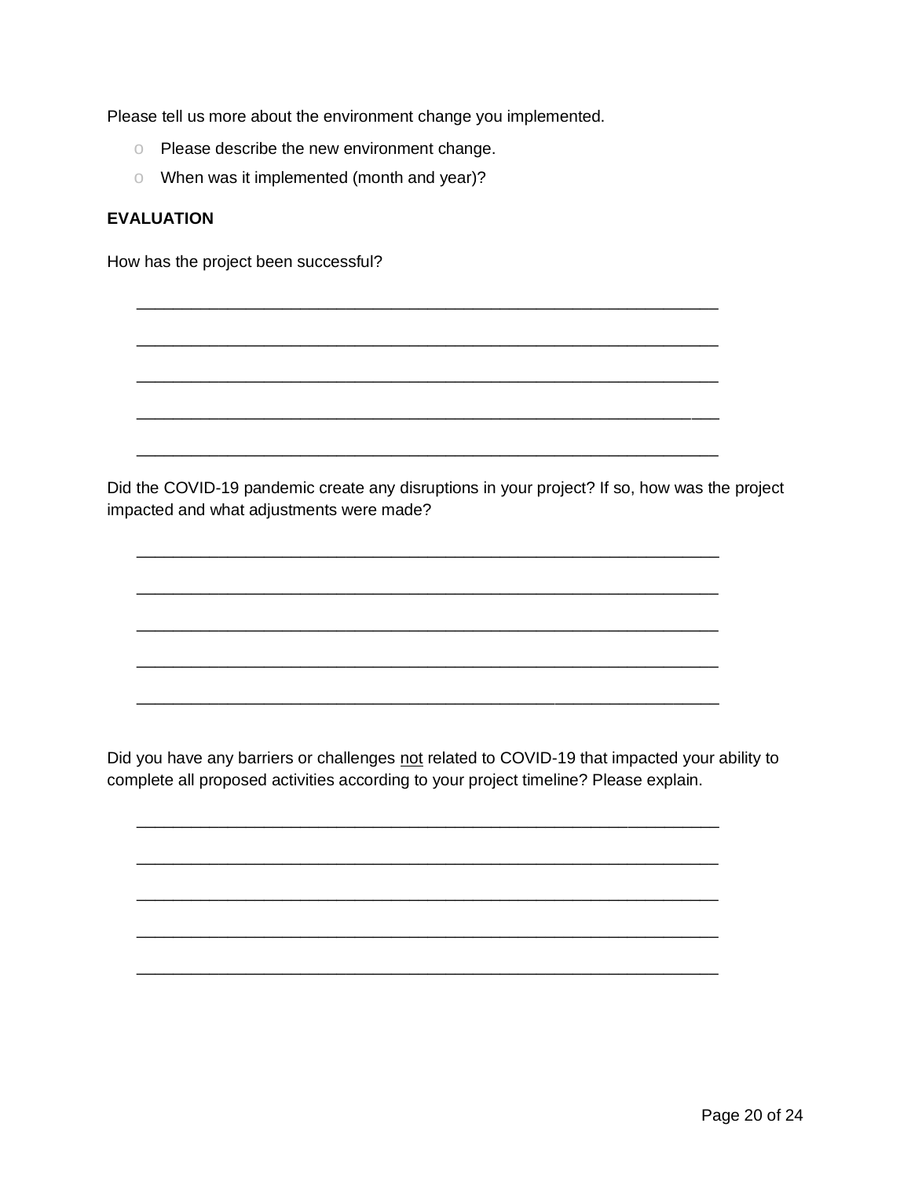Please tell us more about the environment change you implemented.

- Please describe the new environment change.
- When was it implemented (month and year)?

**EVALUATION**

How has the project been successful?

_________________________________________________________________

_________________________________________________________________

_________________________________________________________________

_________________________________________________________________

_________________________________________________________________

Did the COVID-19 pandemic create any disruptions in your project? If so, how was the project impacted and what adjustments were made?

_________________________________________________________________

_________________________________________________________________

_________________________________________________________________

_________________________________________________________________

_________________________________________________________________

Did you have any barriers or challenges <u>not</u> related to COVID-19 that impacted your ability to complete all proposed activities according to your project timeline? Please explain.

_________________________________________________________________

_________________________________________________________________

_________________________________________________________________

_________________________________________________________________

_________________________________________________________________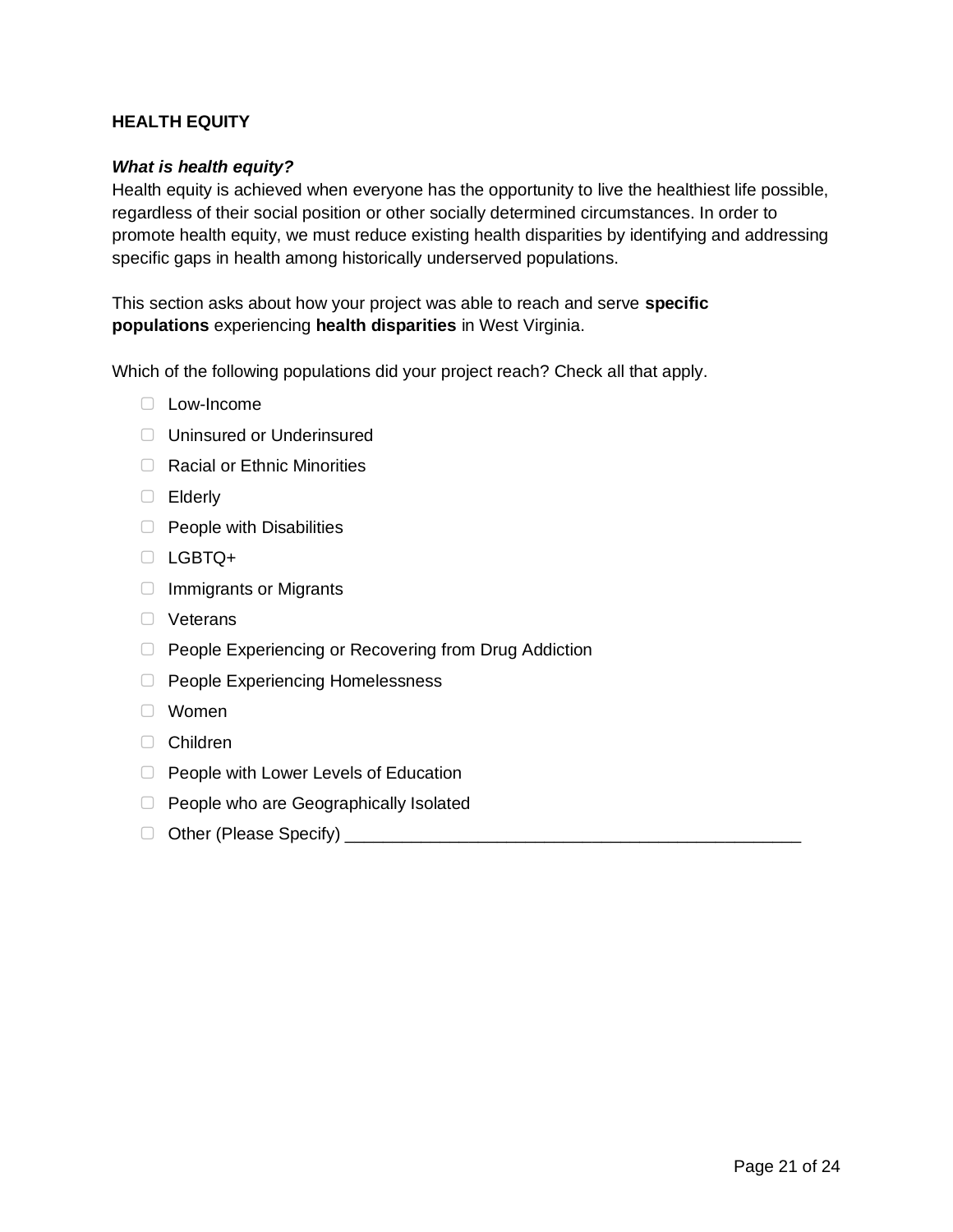**HEALTH EQUITY**

***What is health equity?***
Health equity is achieved when everyone has the opportunity to live the healthiest life possible, regardless of their social position or other socially determined circumstances. In order to promote health equity, we must reduce existing health disparities by identifying and addressing specific gaps in health among historically underserved populations.

This section asks about how your project was able to reach and serve **specific populations** experiencing **health disparities** in West Virginia.

Which of the following populations did your project reach? Check all that apply.

- ☐ Low-Income
- ☐ Uninsured or Underinsured
- ☐ Racial or Ethnic Minorities
- ☐ Elderly
- ☐ People with Disabilities
- ☐ LGBTQ+
- ☐ Immigrants or Migrants
- ☐ Veterans
- ☐ People Experiencing or Recovering from Drug Addiction
- ☐ People Experiencing Homelessness
- ☐ Women
- ☐ Children
- ☐ People with Lower Levels of Education
- ☐ People who are Geographically Isolated
- ☐ Other (Please Specify) ________________________________________________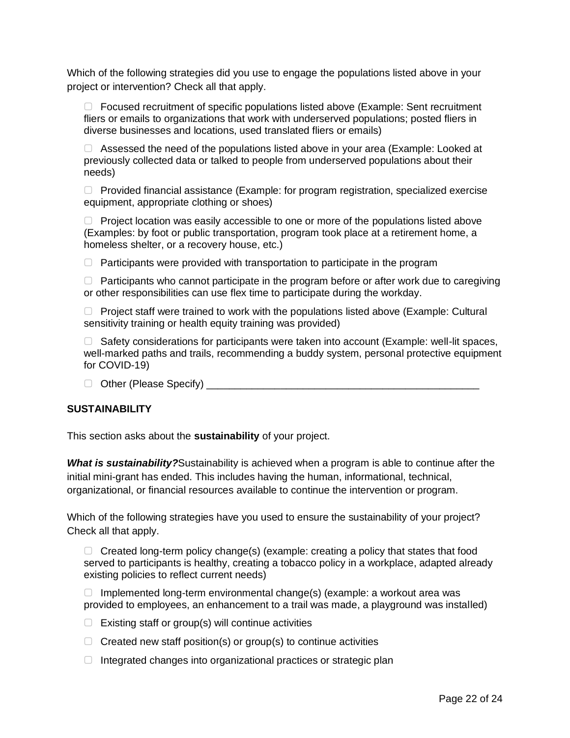Which of the following strategies did you use to engage the populations listed above in your project or intervention? Check all that apply.

- ☐ Focused recruitment of specific populations listed above (Example: Sent recruitment fliers or emails to organizations that work with underserved populations; posted fliers in diverse businesses and locations, used translated fliers or emails)
- ☐ Assessed the need of the populations listed above in your area (Example: Looked at previously collected data or talked to people from underserved populations about their needs)
- ☐ Provided financial assistance (Example: for program registration, specialized exercise equipment, appropriate clothing or shoes)
- ☐ Project location was easily accessible to one or more of the populations listed above (Examples: by foot or public transportation, program took place at a retirement home, a homeless shelter, or a recovery house, etc.)
- ☐ Participants were provided with transportation to participate in the program
- ☐ Participants who cannot participate in the program before or after work due to caregiving or other responsibilities can use flex time to participate during the workday.
- ☐ Project staff were trained to work with the populations listed above (Example: Cultural sensitivity training or health equity training was provided)
- ☐ Safety considerations for participants were taken into account (Example: well-lit spaces, well-marked paths and trails, recommending a buddy system, personal protective equipment for COVID-19)
- ☐ Other (Please Specify) _______________________________________________

**SUSTAINABILITY**

This section asks about the **sustainability** of your project.

***What is sustainability?*** Sustainability is achieved when a program is able to continue after the initial mini-grant has ended. This includes having the human, informational, technical, organizational, or financial resources available to continue the intervention or program.

Which of the following strategies have you used to ensure the sustainability of your project? Check all that apply.

- ☐ Created long-term policy change(s) (example: creating a policy that states that food served to participants is healthy, creating a tobacco policy in a workplace, adapted already existing policies to reflect current needs)
- ☐ Implemented long-term environmental change(s) (example: a workout area was provided to employees, an enhancement to a trail was made, a playground was installed)
- ☐ Existing staff or group(s) will continue activities
- ☐ Created new staff position(s) or group(s) to continue activities
- ☐ Integrated changes into organizational practices or strategic plan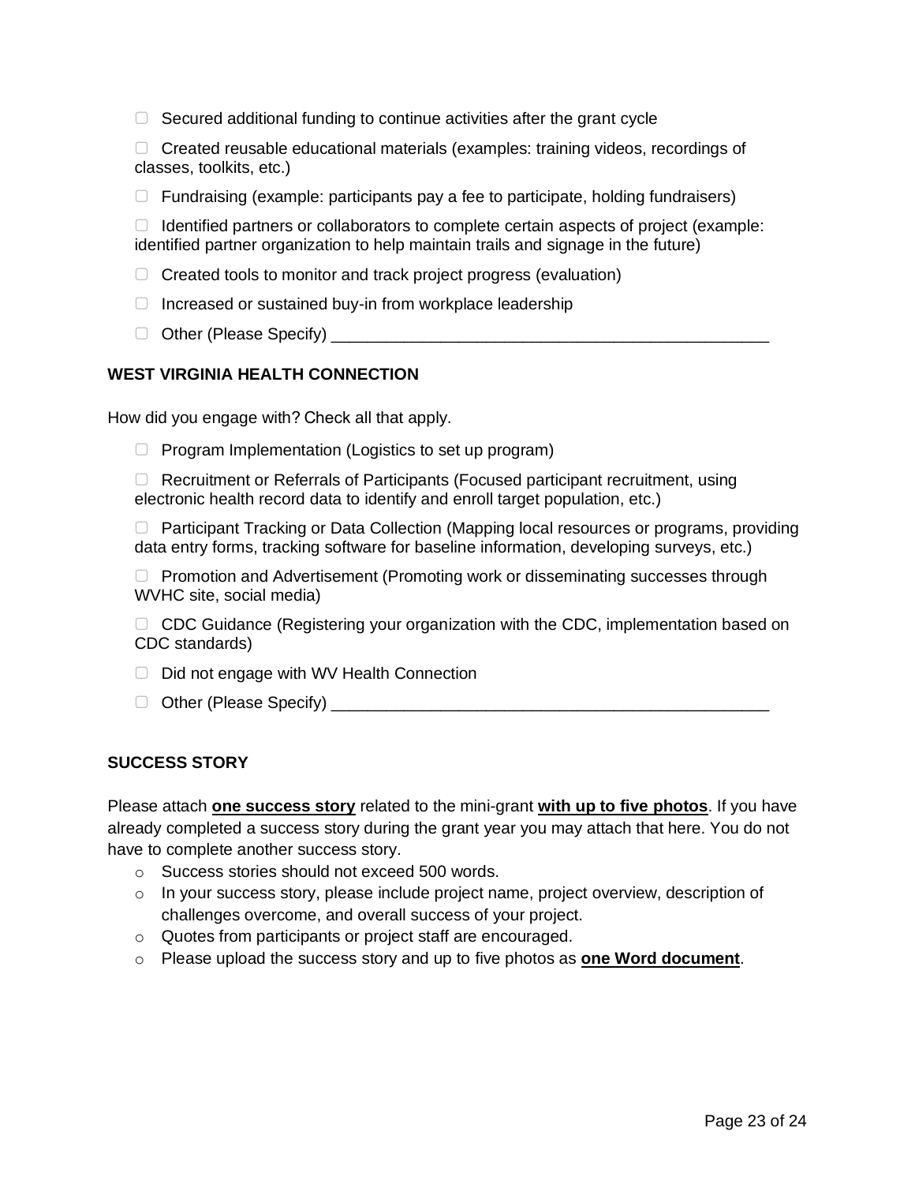- ☐ Secured additional funding to continue activities after the grant cycle
- ☐ Created reusable educational materials (examples: training videos, recordings of classes, toolkits, etc.)
- ☐ Fundraising (example: participants pay a fee to participate, holding fundraisers)
- ☐ Identified partners or collaborators to complete certain aspects of project (example: identified partner organization to help maintain trails and signage in the future)
- ☐ Created tools to monitor and track project progress (evaluation)
- ☐ Increased or sustained buy-in from workplace leadership
- ☐ Other (Please Specify) __________________________________________________

**WEST VIRGINIA HEALTH CONNECTION**

How did you engage with? Check all that apply.

- ☐ Program Implementation (Logistics to set up program)
- ☐ Recruitment or Referrals of Participants (Focused participant recruitment, using electronic health record data to identify and enroll target population, etc.)
- ☐ Participant Tracking or Data Collection (Mapping local resources or programs, providing data entry forms, tracking software for baseline information, developing surveys, etc.)
- ☐ Promotion and Advertisement (Promoting work or disseminating successes through WVHC site, social media)
- ☐ CDC Guidance (Registering your organization with the CDC, implementation based on CDC standards)
- ☐ Did not engage with WV Health Connection
- ☐ Other (Please Specify) __________________________________________________

**SUCCESS STORY**

Please attach **one success story** related to the mini-grant **with up to five photos**. If you have already completed a success story during the grant year you may attach that here. You do not have to complete another success story.

- Success stories should not exceed 500 words.
- In your success story, please include project name, project overview, description of challenges overcome, and overall success of your project.
- Quotes from participants or project staff are encouraged.
- Please upload the success story and up to five photos as **one Word document**.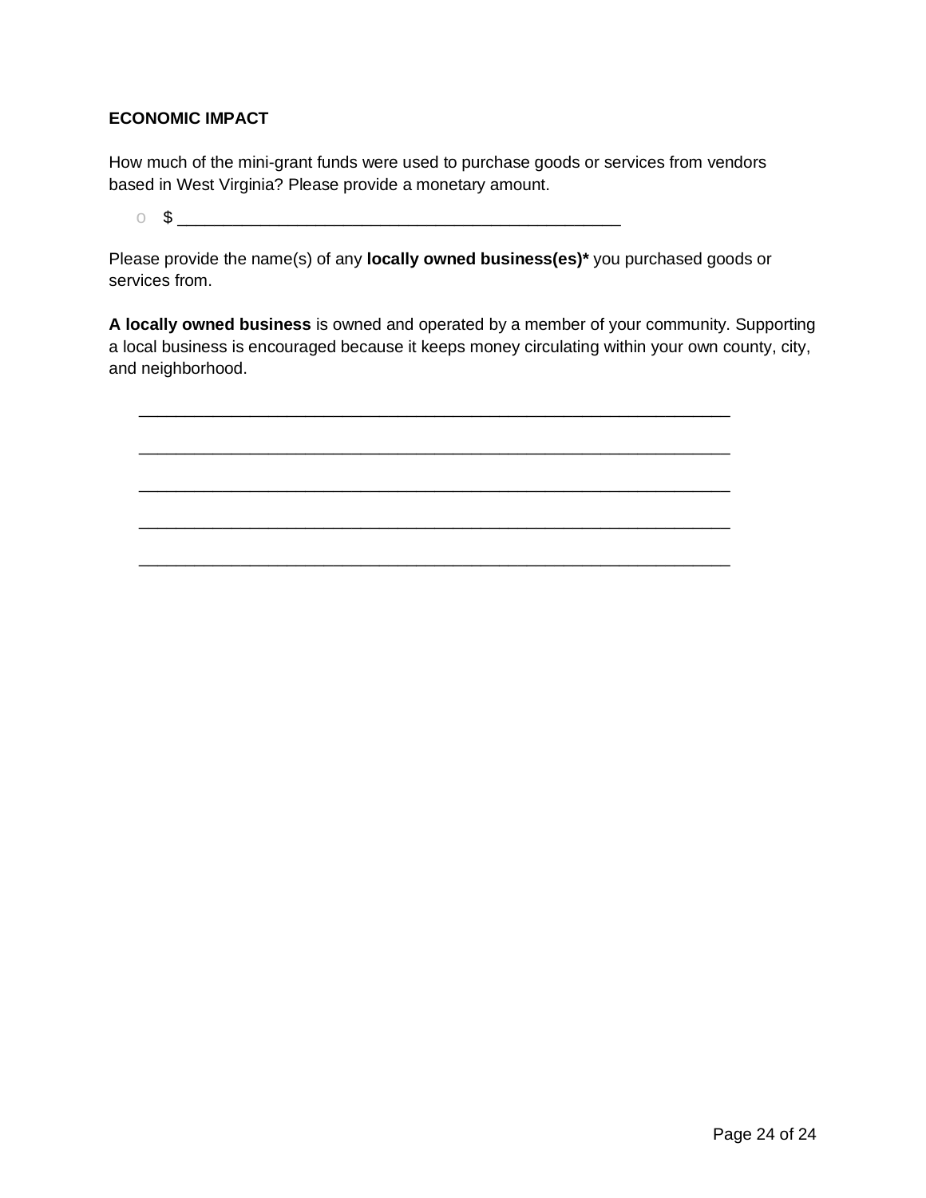**ECONOMIC IMPACT**

How much of the mini-grant funds were used to purchase goods or services from vendors based in West Virginia? Please provide a monetary amount.

- $ ______________________________________________

Please provide the name(s) of any **locally owned business(es)*** you purchased goods or services from.

**A locally owned business** is owned and operated by a member of your community. Supporting a local business is encouraged because it keeps money circulating within your own county, city, and neighborhood.

______________________________________________________________

______________________________________________________________

______________________________________________________________

______________________________________________________________

______________________________________________________________